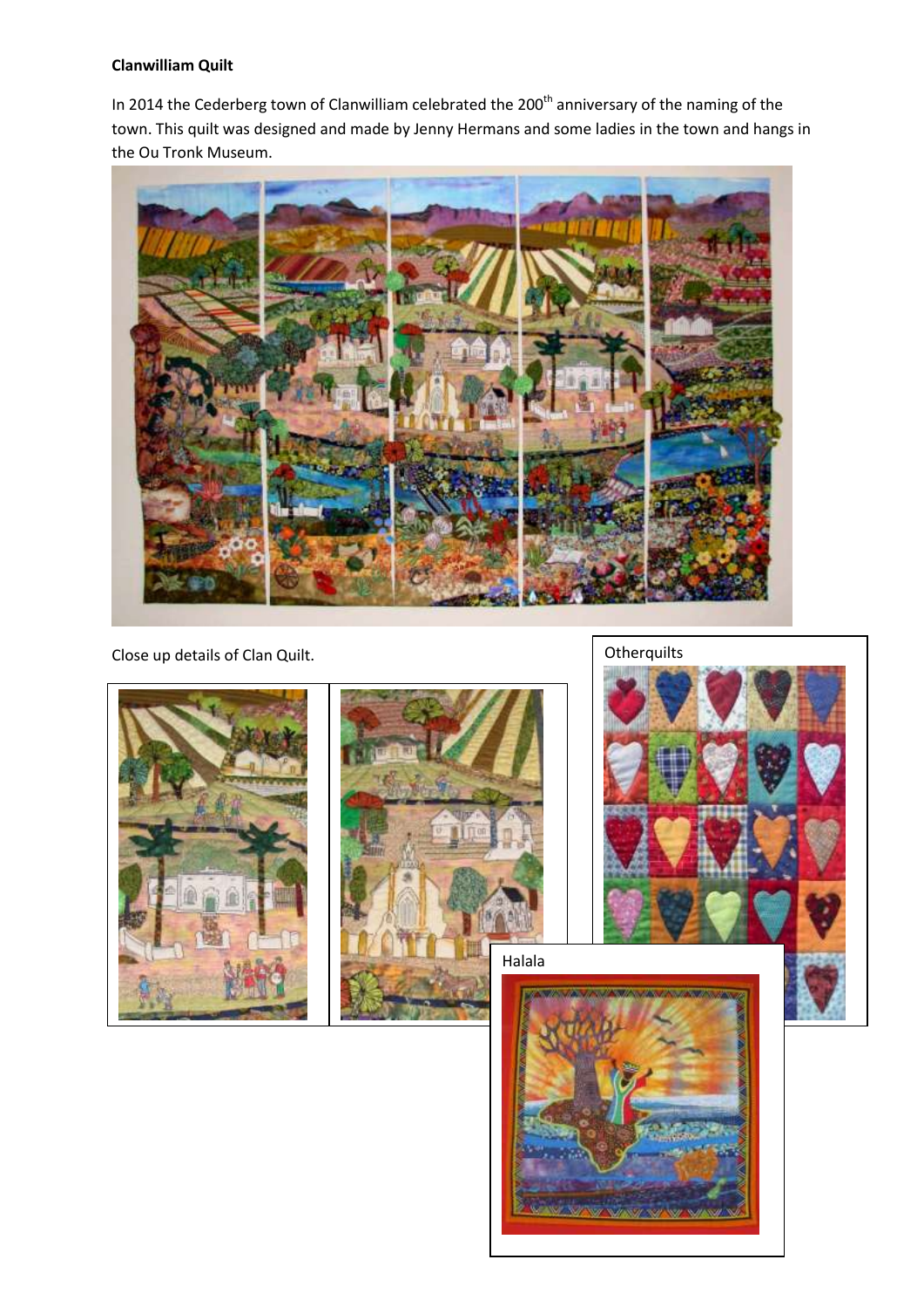**Clanwilliam Quilt**

In 2014 the Cederberg town of Clanwilliam celebrated the 200th anniversary of the naming of the town. This quilt was designed and made by Jenny Hermans and some ladies in the town and hangs in the Ou Tronk Museum.

Close up details of Clan Quilt.

Otherquilts

Halala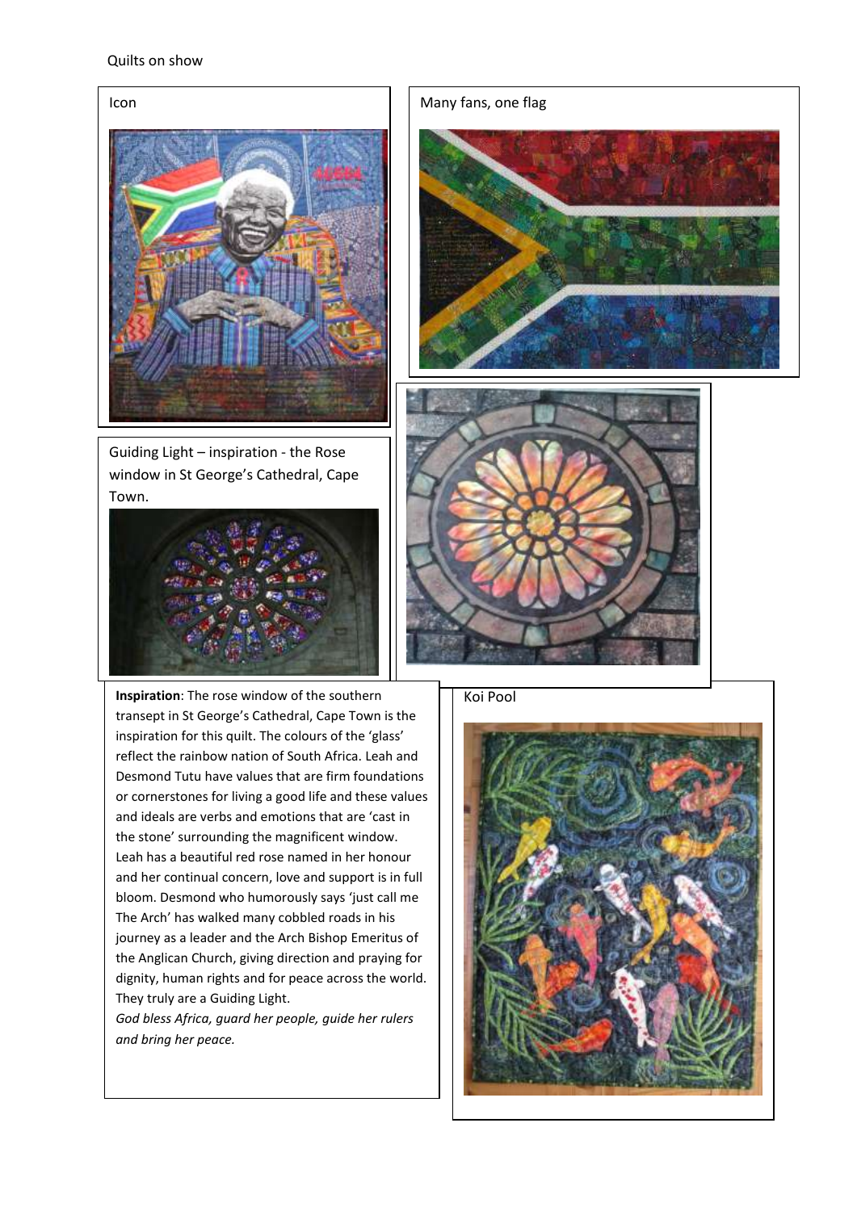Quilts on show

Icon

Many fans, one flag

Guiding Light – inspiration - the Rose window in St George's Cathedral, Cape Town.

**Inspiration**: The rose window of the southern transept in St George's Cathedral, Cape Town is the inspiration for this quilt. The colours of the 'glass' reflect the rainbow nation of South Africa. Leah and Desmond Tutu have values that are firm foundations or cornerstones for living a good life and these values and ideals are verbs and emotions that are 'cast in the stone' surrounding the magnificent window. Leah has a beautiful red rose named in her honour and her continual concern, love and support is in full bloom. Desmond who humorously says 'just call me The Arch' has walked many cobbled roads in his journey as a leader and the Arch Bishop Emeritus of the Anglican Church, giving direction and praying for dignity, human rights and for peace across the world. They truly are a Guiding Light.

*God bless Africa, guard her people, guide her rulers and bring her peace.*

Koi Pool